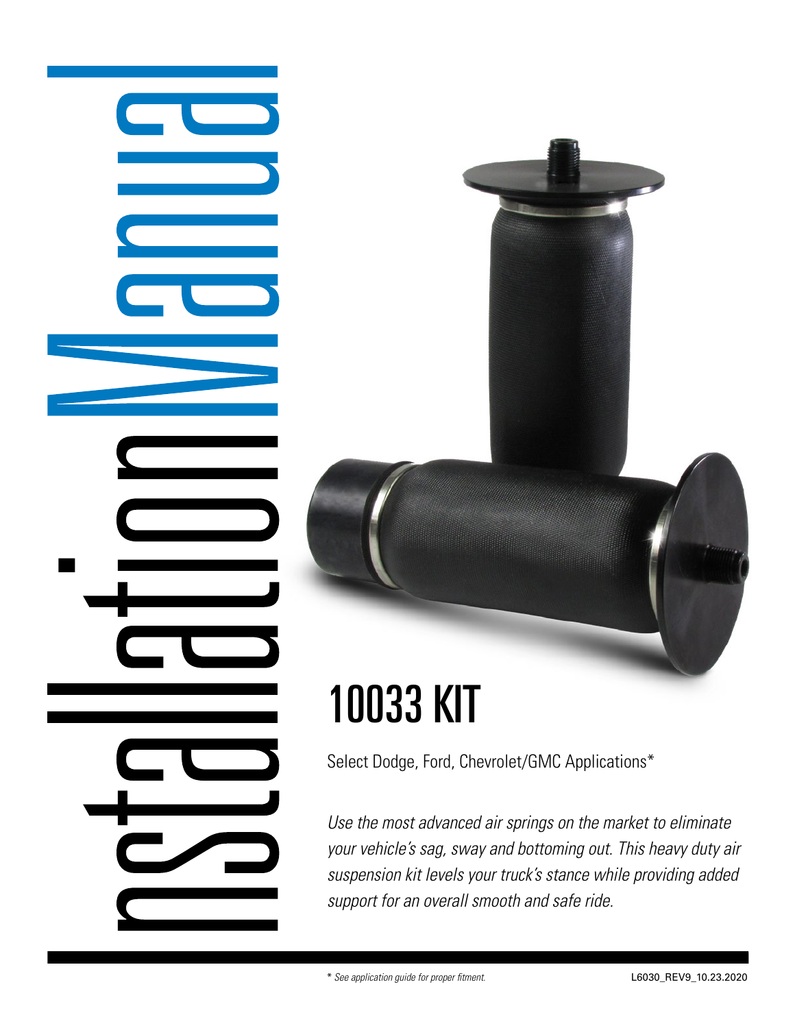# Installation Manual

# 10033 KIT

Select Dodge, Ford, Chevrolet/GMC Applications*

*Use the most advanced air springs on the market to eliminate your vehicle's sag, sway and bottoming out. This heavy duty air suspension kit levels your truck's stance while providing added support for an overall smooth and safe ride.*

\* *See application guide for proper fitment.*

L6030_REV9_10.23.2020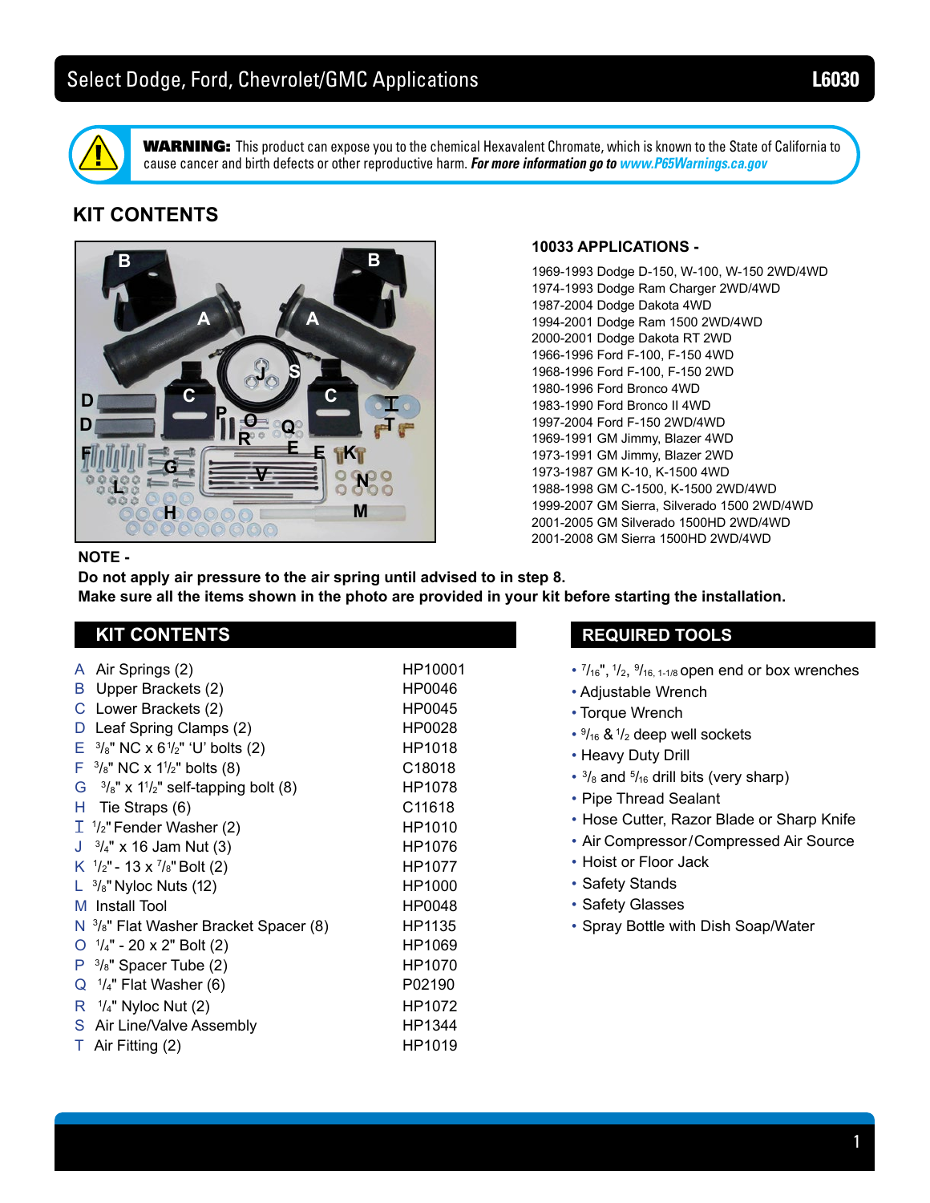# Select Dodge, Ford, Chevrolet/GMC Applications — L6030

**WARNING:** This product can expose you to the chemical Hexavalent Chromate, which is known to the State of California to cause cancer and birth defects or other reproductive harm. ***For more information go to www.P65Warnings.ca.gov***

## KIT CONTENTS

### 10033 APPLICATIONS -

- 1969-1993 Dodge D-150, W-100, W-150 2WD/4WD
- 1974-1993 Dodge Ram Charger 2WD/4WD
- 1987-2004 Dodge Dakota 4WD
- 1994-2001 Dodge Ram 1500 2WD/4WD
- 2000-2001 Dodge Dakota RT 2WD
- 1966-1996 Ford F-100, F-150 4WD
- 1968-1996 Ford F-100, F-150 2WD
- 1980-1996 Ford Bronco 4WD
- 1983-1990 Ford Bronco II 4WD
- 1997-2004 Ford F-150 2WD/4WD
- 1969-1991 GM Jimmy, Blazer 4WD
- 1973-1991 GM Jimmy, Blazer 2WD
- 1973-1987 GM K-10, K-1500 4WD
- 1988-1998 GM C-1500, K-1500 2WD/4WD
- 1999-2007 GM Sierra, Silverado 1500 2WD/4WD
- 2001-2005 GM Silverado 1500HD 2WD/4WD
- 2001-2008 GM Sierra 1500HD 2WD/4WD

**NOTE -**

**Do not apply air pressure to the air spring until advised to in step 8.**
**Make sure all the items shown in the photo are provided in your kit before starting the installation.**

## KIT CONTENTS

| | Item | Part No. |
|---|---|---|
| A | Air Springs (2) | HP10001 |
| B | Upper Brackets (2) | HP0046 |
| C | Lower Brackets (2) | HP0045 |
| D | Leaf Spring Clamps (2) | HP0028 |
| E | 3/8" NC x 6 1/2" 'U' bolts (2) | HP1018 |
| F | 3/8" NC x 1 1/2" bolts (8) | C18018 |
| G | 3/8" x 1 1/2" self-tapping bolt (8) | HP1078 |
| H | Tie Straps (6) | C11618 |
| I | 1/2" Fender Washer (2) | HP1010 |
| J | 3/4" x 16 Jam Nut (3) | HP1076 |
| K | 1/2" - 13 x 7/8" Bolt (2) | HP1077 |
| L | 3/8" Nyloc Nuts (12) | HP1000 |
| M | Install Tool | HP0048 |
| N | 3/8" Flat Washer Bracket Spacer (8) | HP1135 |
| O | 1/4" - 20 x 2" Bolt (2) | HP1069 |
| P | 3/8" Spacer Tube (2) | HP1070 |
| Q | 1/4" Flat Washer (6) | P02190 |
| R | 1/4" Nyloc Nut (2) | HP1072 |
| S | Air Line/Valve Assembly | HP1344 |
| T | Air Fitting (2) | HP1019 |

## REQUIRED TOOLS

- 7/16", 1/2, 9/16, 1-1/8 open end or box wrenches
- Adjustable Wrench
- Torque Wrench
- 9/16 & 1/2 deep well sockets
- Heavy Duty Drill
- 3/8 and 5/16 drill bits (very sharp)
- Pipe Thread Sealant
- Hose Cutter, Razor Blade or Sharp Knife
- Air Compressor / Compressed Air Source
- Hoist or Floor Jack
- Safety Stands
- Safety Glasses
- Spray Bottle with Dish Soap/Water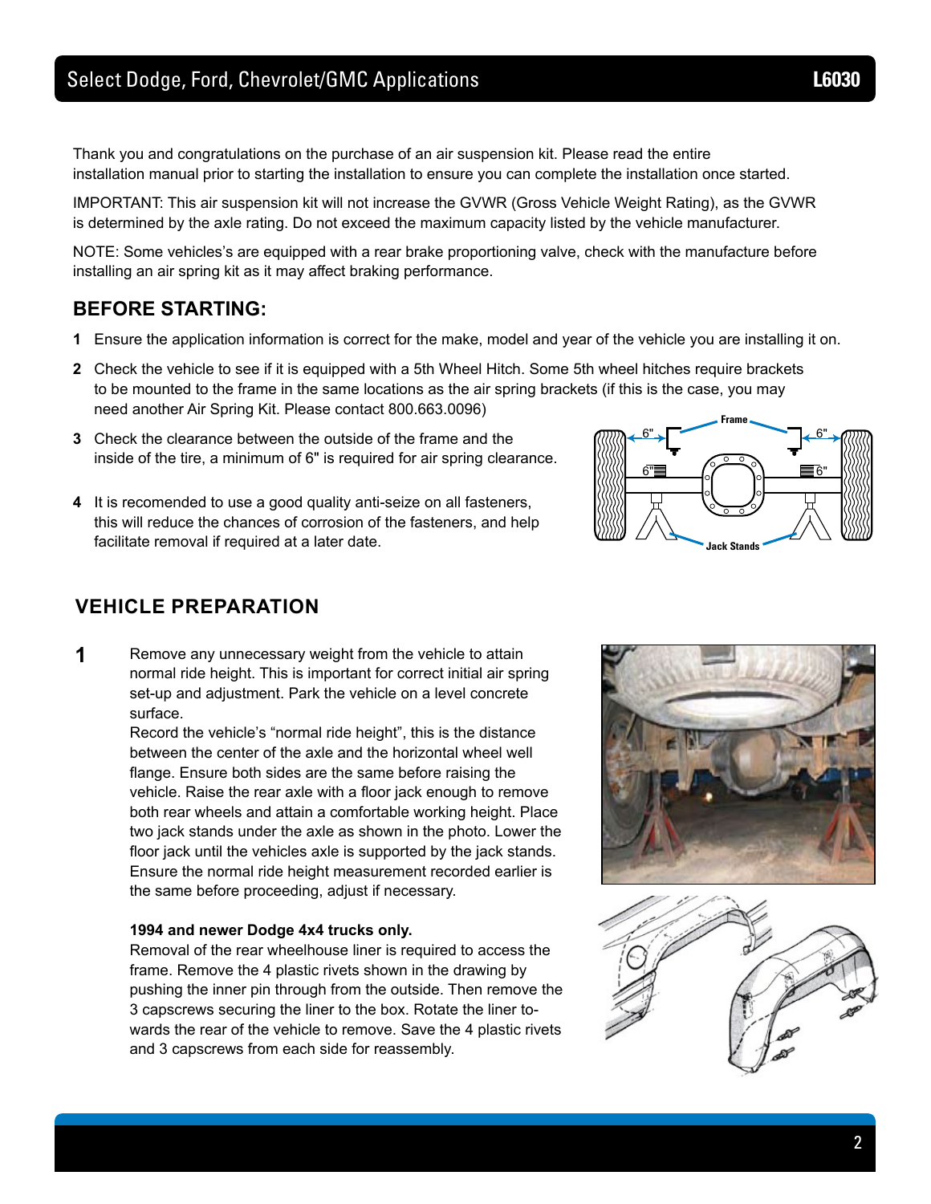Thank you and congratulations on the purchase of an air suspension kit. Please read the entire installation manual prior to starting the installation to ensure you can complete the installation once started.

IMPORTANT: This air suspension kit will not increase the GVWR (Gross Vehicle Weight Rating), as the GVWR is determined by the axle rating. Do not exceed the maximum capacity listed by the vehicle manufacturer.

NOTE: Some vehicles's are equipped with a rear brake proportioning valve, check with the manufacture before installing an air spring kit as it may affect braking performance.

## BEFORE STARTING:

1. Ensure the application information is correct for the make, model and year of the vehicle you are installing it on.
2. Check the vehicle to see if it is equipped with a 5th Wheel Hitch. Some 5th wheel hitches require brackets to be mounted to the frame in the same locations as the air spring brackets (if this is the case, you may need another Air Spring Kit. Please contact 800.663.0096)
3. Check the clearance between the outside of the frame and the inside of the tire, a minimum of 6" is required for air spring clearance.
4. It is recomended to use a good quality anti-seize on all fasteners, this will reduce the chances of corrosion of the fasteners, and help facilitate removal if required at a later date.

## VEHICLE PREPARATION

**1** Remove any unnecessary weight from the vehicle to attain normal ride height. This is important for correct initial air spring set-up and adjustment. Park the vehicle on a level concrete surface.

Record the vehicle's "normal ride height", this is the distance between the center of the axle and the horizontal wheel well flange. Ensure both sides are the same before raising the vehicle. Raise the rear axle with a floor jack enough to remove both rear wheels and attain a comfortable working height. Place two jack stands under the axle as shown in the photo. Lower the floor jack until the vehicles axle is supported by the jack stands. Ensure the normal ride height measurement recorded earlier is the same before proceeding, adjust if necessary.

**1994 and newer Dodge 4x4 trucks only.**

Removal of the rear wheelhouse liner is required to access the frame. Remove the 4 plastic rivets shown in the drawing by pushing the inner pin through from the outside. Then remove the 3 capscrews securing the liner to the box. Rotate the liner towards the rear of the vehicle to remove. Save the 4 plastic rivets and 3 capscrews from each side for reassembly.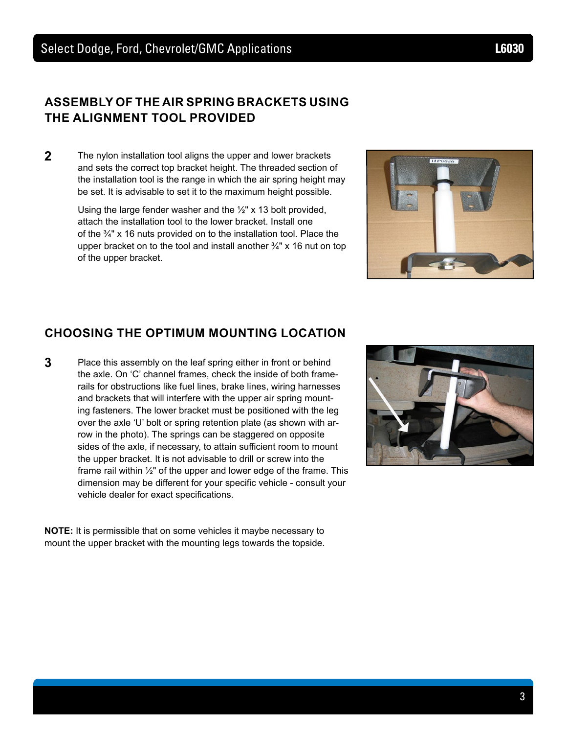## ASSEMBLY OF THE AIR SPRING BRACKETS USING THE ALIGNMENT TOOL PROVIDED

**2** The nylon installation tool aligns the upper and lower brackets and sets the correct top bracket height. The threaded section of the installation tool is the range in which the air spring height may be set. It is advisable to set it to the maximum height possible.

Using the large fender washer and the ½" x 13 bolt provided, attach the installation tool to the lower bracket. Install one of the ¾" x 16 nuts provided on to the installation tool. Place the upper bracket on to the tool and install another ¾" x 16 nut on top of the upper bracket.

## CHOOSING THE OPTIMUM MOUNTING LOCATION

**3** Place this assembly on the leaf spring either in front or behind the axle. On 'C' channel frames, check the inside of both frame-rails for obstructions like fuel lines, brake lines, wiring harnesses and brackets that will interfere with the upper air spring mounting fasteners. The lower bracket must be positioned with the leg over the axle 'U' bolt or spring retention plate (as shown with arrow in the photo). The springs can be staggered on opposite sides of the axle, if necessary, to attain sufficient room to mount the upper bracket. It is not advisable to drill or screw into the frame rail within ½" of the upper and lower edge of the frame. This dimension may be different for your specific vehicle - consult your vehicle dealer for exact specifications.

**NOTE:** It is permissible that on some vehicles it maybe necessary to mount the upper bracket with the mounting legs towards the topside.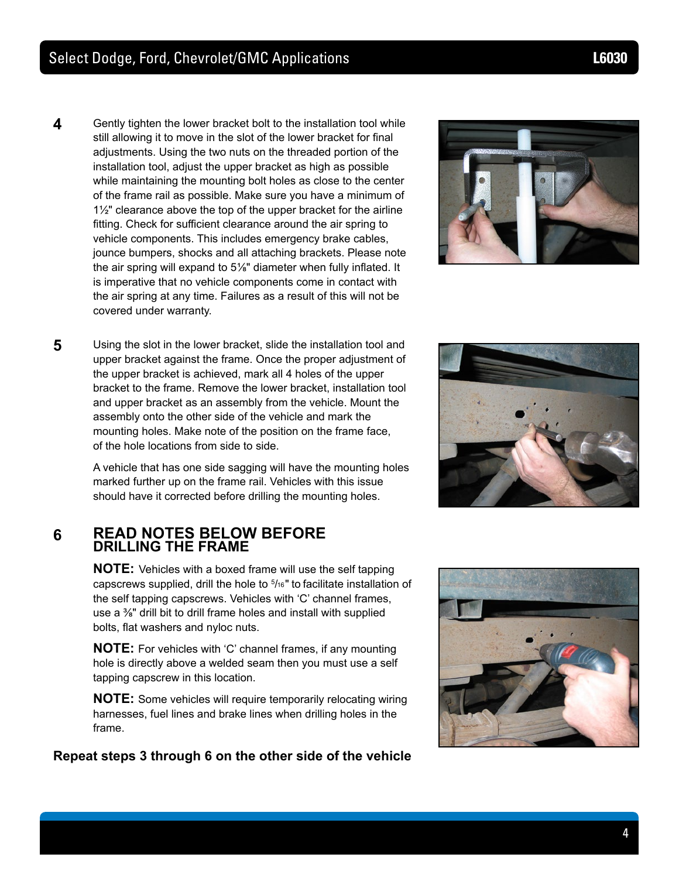**4** Gently tighten the lower bracket bolt to the installation tool while still allowing it to move in the slot of the lower bracket for final adjustments. Using the two nuts on the threaded portion of the installation tool, adjust the upper bracket as high as possible while maintaining the mounting bolt holes as close to the center of the frame rail as possible. Make sure you have a minimum of 1½" clearance above the top of the upper bracket for the airline fitting. Check for sufficient clearance around the air spring to vehicle components. This includes emergency brake cables, jounce bumpers, shocks and all attaching brackets. Please note the air spring will expand to 5⅛" diameter when fully inflated. It is imperative that no vehicle components come in contact with the air spring at any time. Failures as a result of this will not be covered under warranty.

**5** Using the slot in the lower bracket, slide the installation tool and upper bracket against the frame. Once the proper adjustment of the upper bracket is achieved, mark all 4 holes of the upper bracket to the frame. Remove the lower bracket, installation tool and upper bracket as an assembly from the vehicle. Mount the assembly onto the other side of the vehicle and mark the mounting holes. Make note of the position on the frame face, of the hole locations from side to side.

A vehicle that has one side sagging will have the mounting holes marked further up on the frame rail. Vehicles with this issue should have it corrected before drilling the mounting holes.

**6** **READ NOTES BELOW BEFORE DRILLING THE FRAME**

**NOTE:** Vehicles with a boxed frame will use the self tapping capscrews supplied, drill the hole to 5/16" to facilitate installation of the self tapping capscrews. Vehicles with 'C' channel frames, use a ⅜" drill bit to drill frame holes and install with supplied bolts, flat washers and nyloc nuts.

**NOTE:** For vehicles with 'C' channel frames, if any mounting hole is directly above a welded seam then you must use a self tapping capscrew in this location.

**NOTE:** Some vehicles will require temporarily relocating wiring harnesses, fuel lines and brake lines when drilling holes in the frame.

**Repeat steps 3 through 6 on the other side of the vehicle**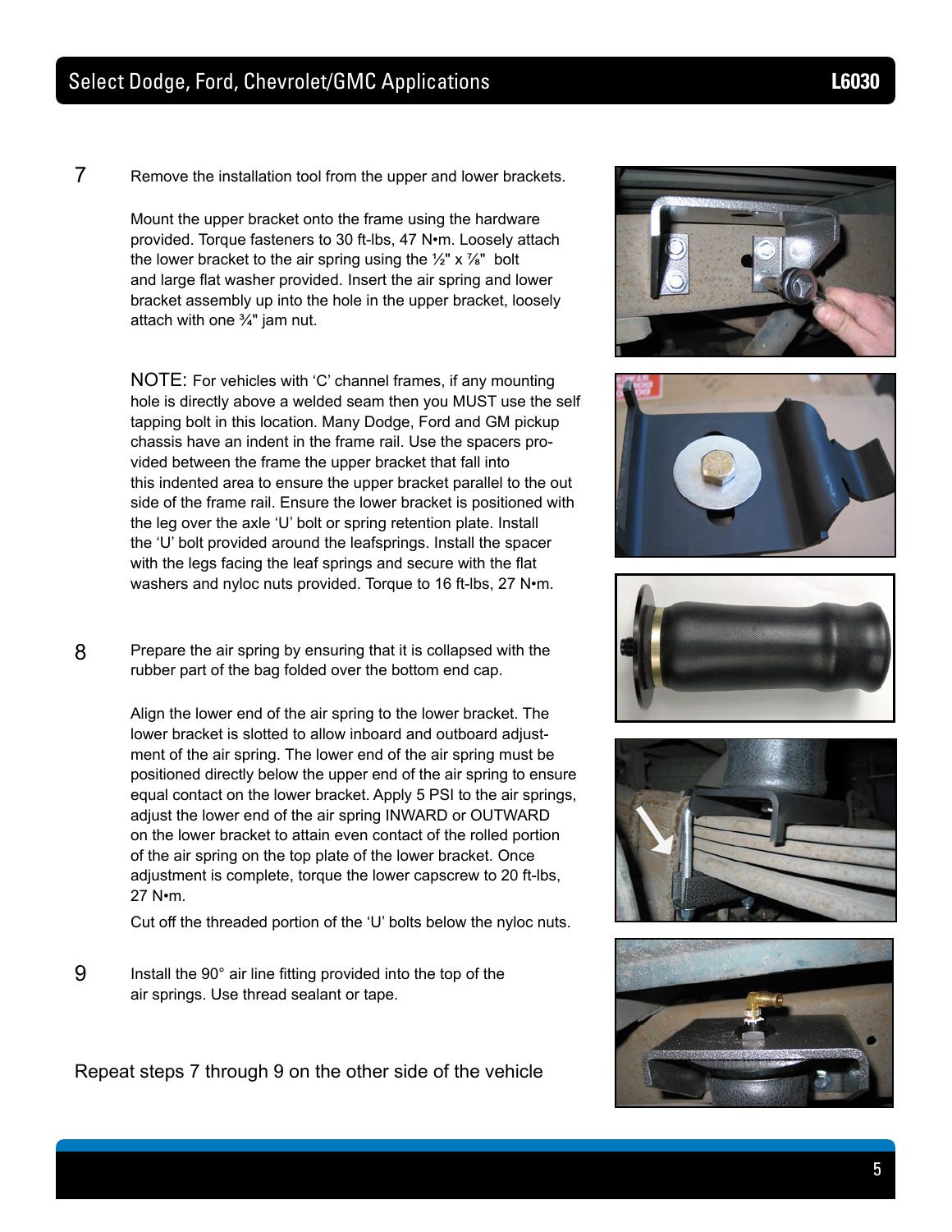7 Remove the installation tool from the upper and lower brackets.

Mount the upper bracket onto the frame using the hardware provided. Torque fasteners to 30 ft-lbs, 47 N•m. Loosely attach the lower bracket to the air spring using the ½" x ⅞" bolt and large flat washer provided. Insert the air spring and lower bracket assembly up into the hole in the upper bracket, loosely attach with one ¾" jam nut.

NOTE: For vehicles with 'C' channel frames, if any mounting hole is directly above a welded seam then you MUST use the self tapping bolt in this location. Many Dodge, Ford and GM pickup chassis have an indent in the frame rail. Use the spacers provided between the frame the upper bracket that fall into this indented area to ensure the upper bracket parallel to the out side of the frame rail. Ensure the lower bracket is positioned with the leg over the axle 'U' bolt or spring retention plate. Install the 'U' bolt provided around the leafsprings. Install the spacer with the legs facing the leaf springs and secure with the flat washers and nyloc nuts provided. Torque to 16 ft-lbs, 27 N•m.

8 Prepare the air spring by ensuring that it is collapsed with the rubber part of the bag folded over the bottom end cap.

Align the lower end of the air spring to the lower bracket. The lower bracket is slotted to allow inboard and outboard adjustment of the air spring. The lower end of the air spring must be positioned directly below the upper end of the air spring to ensure equal contact on the lower bracket. Apply 5 PSI to the air springs, adjust the lower end of the air spring INWARD or OUTWARD on the lower bracket to attain even contact of the rolled portion of the air spring on the top plate of the lower bracket. Once adjustment is complete, torque the lower capscrew to 20 ft-lbs, 27 N•m.

Cut off the threaded portion of the 'U' bolts below the nyloc nuts.

9 Install the 90° air line fitting provided into the top of the air springs. Use thread sealant or tape.

Repeat steps 7 through 9 on the other side of the vehicle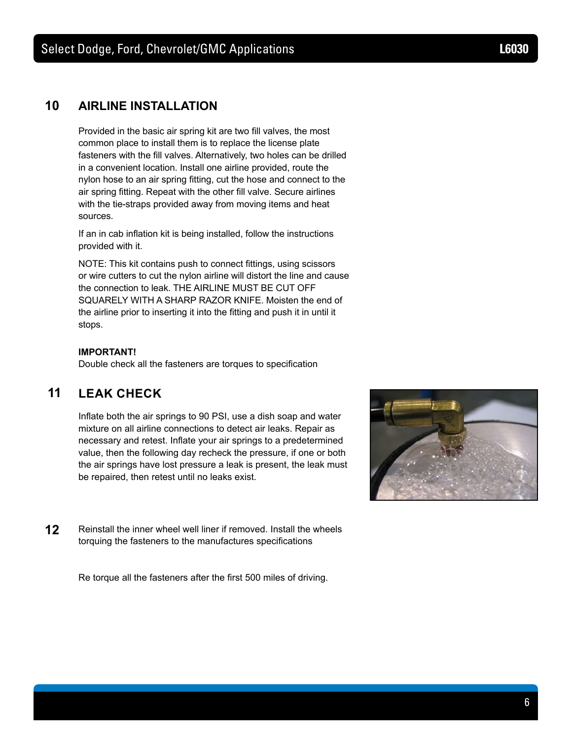## 10 AIRLINE INSTALLATION

Provided in the basic air spring kit are two fill valves, the most common place to install them is to replace the license plate fasteners with the fill valves. Alternatively, two holes can be drilled in a convenient location. Install one airline provided, route the nylon hose to an air spring fitting, cut the hose and connect to the air spring fitting. Repeat with the other fill valve. Secure airlines with the tie-straps provided away from moving items and heat sources.

If an in cab inflation kit is being installed, follow the instructions provided with it.

NOTE: This kit contains push to connect fittings, using scissors or wire cutters to cut the nylon airline will distort the line and cause the connection to leak. THE AIRLINE MUST BE CUT OFF SQUARELY WITH A SHARP RAZOR KNIFE. Moisten the end of the airline prior to inserting it into the fitting and push it in until it stops.

**IMPORTANT!**
Double check all the fasteners are torques to specification

## 11 LEAK CHECK

Inflate both the air springs to 90 PSI, use a dish soap and water mixture on all airline connections to detect air leaks. Repair as necessary and retest. Inflate your air springs to a predetermined value, then the following day recheck the pressure, if one or both the air springs have lost pressure a leak is present, the leak must be repaired, then retest until no leaks exist.

## 12

Reinstall the inner wheel well liner if removed. Install the wheels torquing the fasteners to the manufactures specifications

Re torque all the fasteners after the first 500 miles of driving.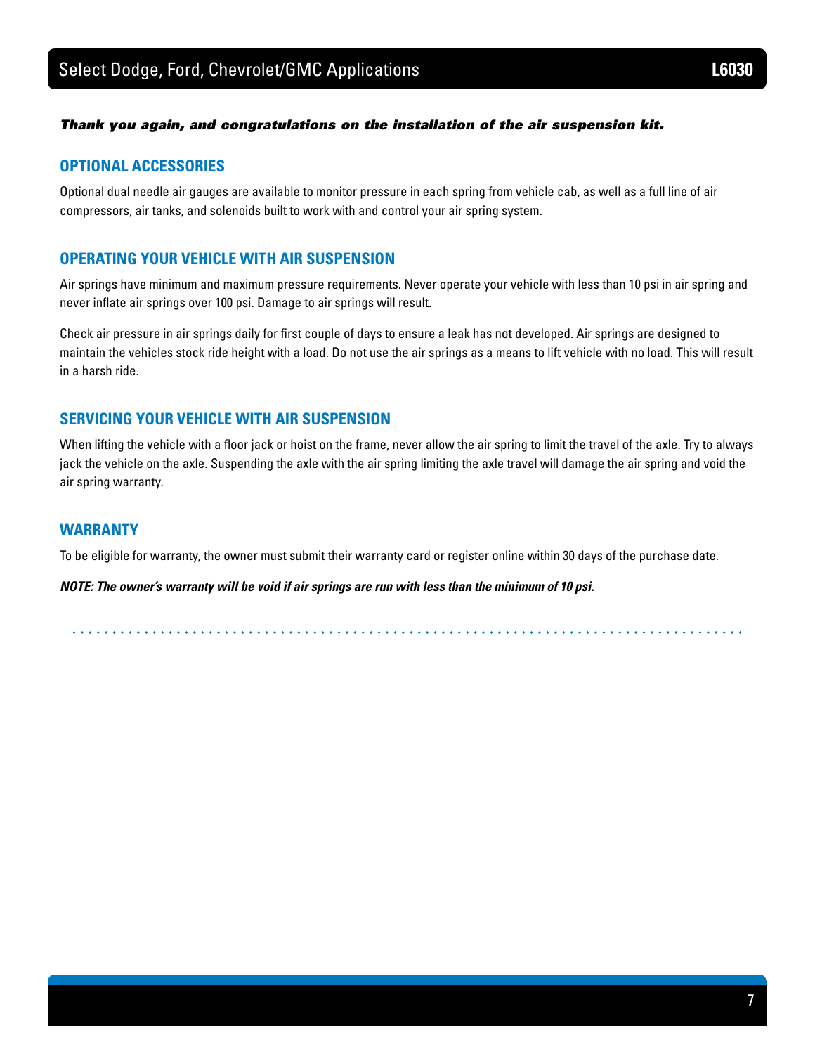***Thank you again, and congratulations on the installation of the air suspension kit.***

## OPTIONAL ACCESSORIES

Optional dual needle air gauges are available to monitor pressure in each spring from vehicle cab, as well as a full line of air compressors, air tanks, and solenoids built to work with and control your air spring system.

## OPERATING YOUR VEHICLE WITH AIR SUSPENSION

Air springs have minimum and maximum pressure requirements. Never operate your vehicle with less than 10 psi in air spring and never inflate air springs over 100 psi. Damage to air springs will result.

Check air pressure in air springs daily for first couple of days to ensure a leak has not developed. Air springs are designed to maintain the vehicles stock ride height with a load. Do not use the air springs as a means to lift vehicle with no load. This will result in a harsh ride.

## SERVICING YOUR VEHICLE WITH AIR SUSPENSION

When lifting the vehicle with a floor jack or hoist on the frame, never allow the air spring to limit the travel of the axle. Try to always jack the vehicle on the axle. Suspending the axle with the air spring limiting the axle travel will damage the air spring and void the air spring warranty.

## WARRANTY

To be eligible for warranty, the owner must submit their warranty card or register online within 30 days of the purchase date.

***NOTE: The owner's warranty will be void if air springs are run with less than the minimum of 10 psi.***